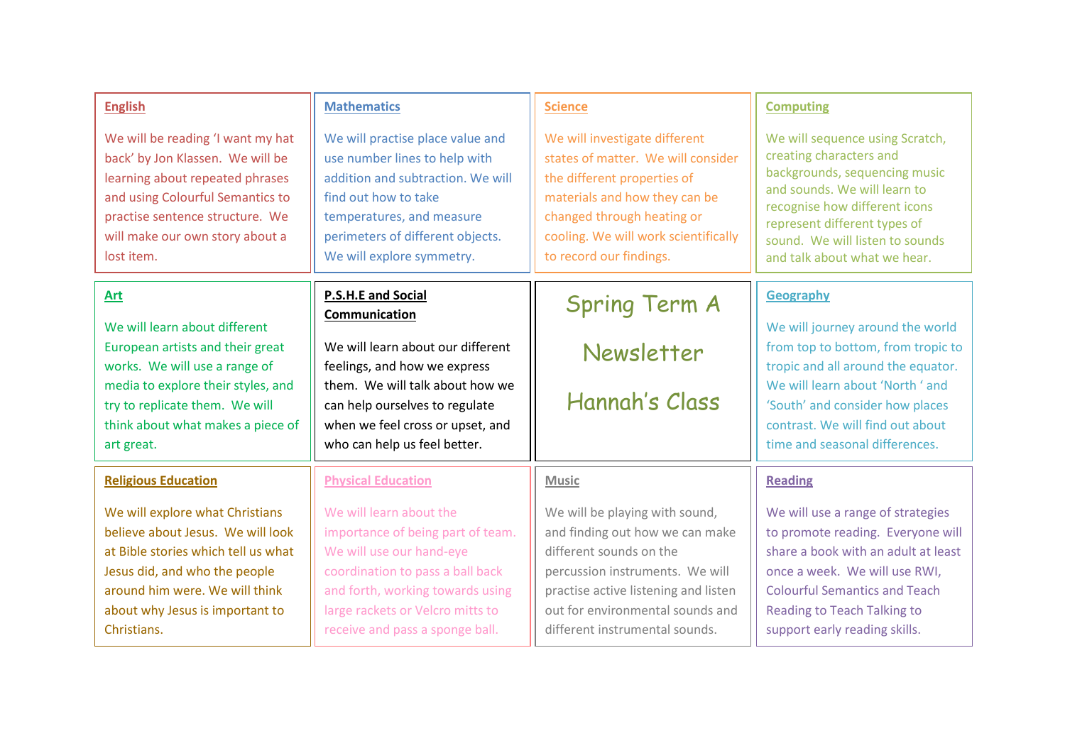# Spring Term A Newsletter

# Hannah's Class

## English

We will be reading 'I want my hat back' by Jon Klassen. We will be learning about repeated phrases and using Colourful Semantics to practise sentence structure. We will make our own story about a lost item.

## Mathematics

We will practise place value and use number lines to help with addition and subtraction. We will find out how to take temperatures, and measure perimeters of different objects. We will explore symmetry.

## Science

We will investigate different states of matter. We will consider the different properties of materials and how they can be changed through heating or cooling. We will work scientifically to record our findings.

## Computing

We will sequence using Scratch, creating characters and backgrounds, sequencing music and sounds. We will learn to recognise how different icons represent different types of sound. We will listen to sounds and talk about what we hear.

## Art

We will learn about different European artists and their great works. We will use a range of media to explore their styles, and try to replicate them. We will think about what makes a piece of art great.

## P.S.H.E and Social Communication

We will learn about our different feelings, and how we express them. We will talk about how we can help ourselves to regulate when we feel cross or upset, and who can help us feel better.

## Geography

We will journey around the world from top to bottom, from tropic to tropic and all around the equator. We will learn about 'North ' and 'South' and consider how places contrast. We will find out about time and seasonal differences.

## Religious Education

We will explore what Christians believe about Jesus. We will look at Bible stories which tell us what Jesus did, and who the people around him were. We will think about why Jesus is important to Christians.

## Physical Education

We will learn about the importance of being part of team. We will use our hand-eye coordination to pass a ball back and forth, working towards using large rackets or Velcro mitts to receive and pass a sponge ball.

## Music

We will be playing with sound, and finding out how we can make different sounds on the percussion instruments. We will practise active listening and listen out for environmental sounds and different instrumental sounds.

## Reading

We will use a range of strategies to promote reading. Everyone will share a book with an adult at least once a week. We will use RWI, Colourful Semantics and Teach Reading to Teach Talking to support early reading skills.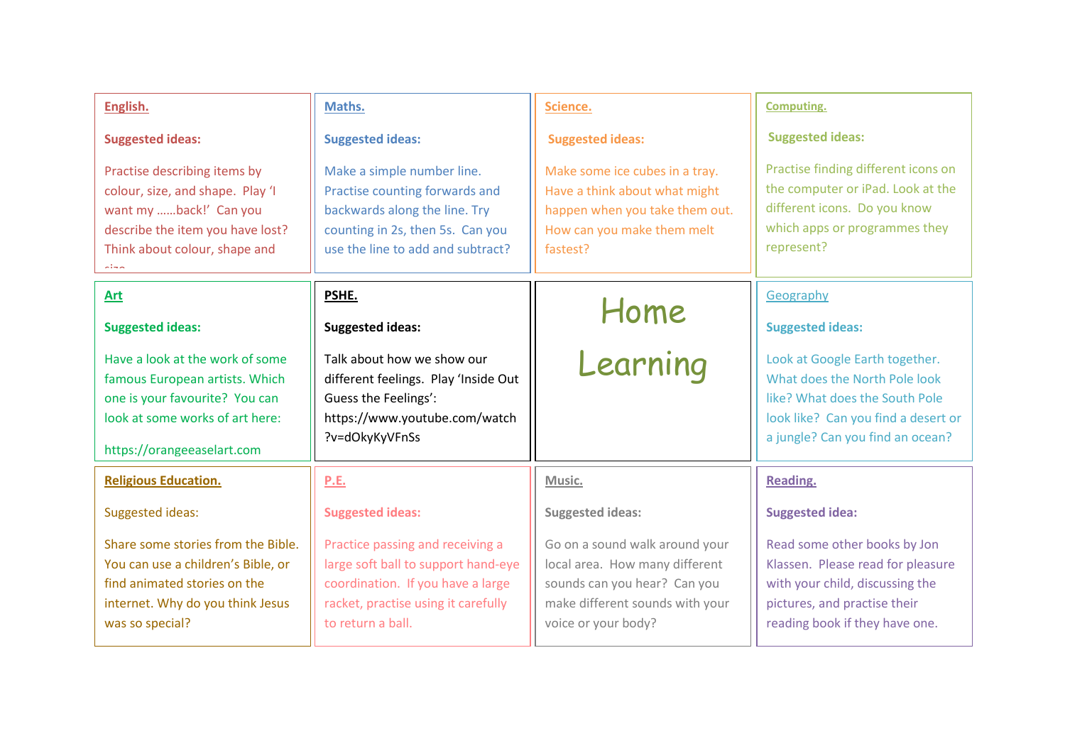# Home Learning

## English.

**Suggested ideas:**

Practise describing items by colour, size, and shape. Play 'I want my ……back!' Can you describe the item you have lost? Think about colour, shape and size.

## Maths.

**Suggested ideas:**

Make a simple number line. Practise counting forwards and backwards along the line. Try counting in 2s, then 5s. Can you use the line to add and subtract?

## Science.

**Suggested ideas:**

Make some ice cubes in a tray. Have a think about what might happen when you take them out. How can you make them melt fastest?

## Computing.

**Suggested ideas:**

Practise finding different icons on the computer or iPad. Look at the different icons. Do you know which apps or programmes they represent?

## Art

**Suggested ideas:**

Have a look at the work of some famous European artists. Which one is your favourite? You can look at some works of art here:

https://orangeeaselart.com

## PSHE.

**Suggested ideas:**

Talk about how we show our different feelings. Play 'Inside Out Guess the Feelings': https://www.youtube.com/watch?v=dOkyKyVFnSs

## Geography

**Suggested ideas:**

Look at Google Earth together. What does the North Pole look like? What does the South Pole look like? Can you find a desert or a jungle? Can you find an ocean?

## Religious Education.

Suggested ideas:

Share some stories from the Bible. You can use a children's Bible, or find animated stories on the internet. Why do you think Jesus was so special?

## P.E.

**Suggested ideas:**

Practice passing and receiving a large soft ball to support hand-eye coordination. If you have a large racket, practise using it carefully to return a ball.

## Music.

**Suggested ideas:**

Go on a sound walk around your local area. How many different sounds can you hear? Can you make different sounds with your voice or your body?

## Reading.

**Suggested idea:**

Read some other books by Jon Klassen. Please read for pleasure with your child, discussing the pictures, and practise their reading book if they have one.